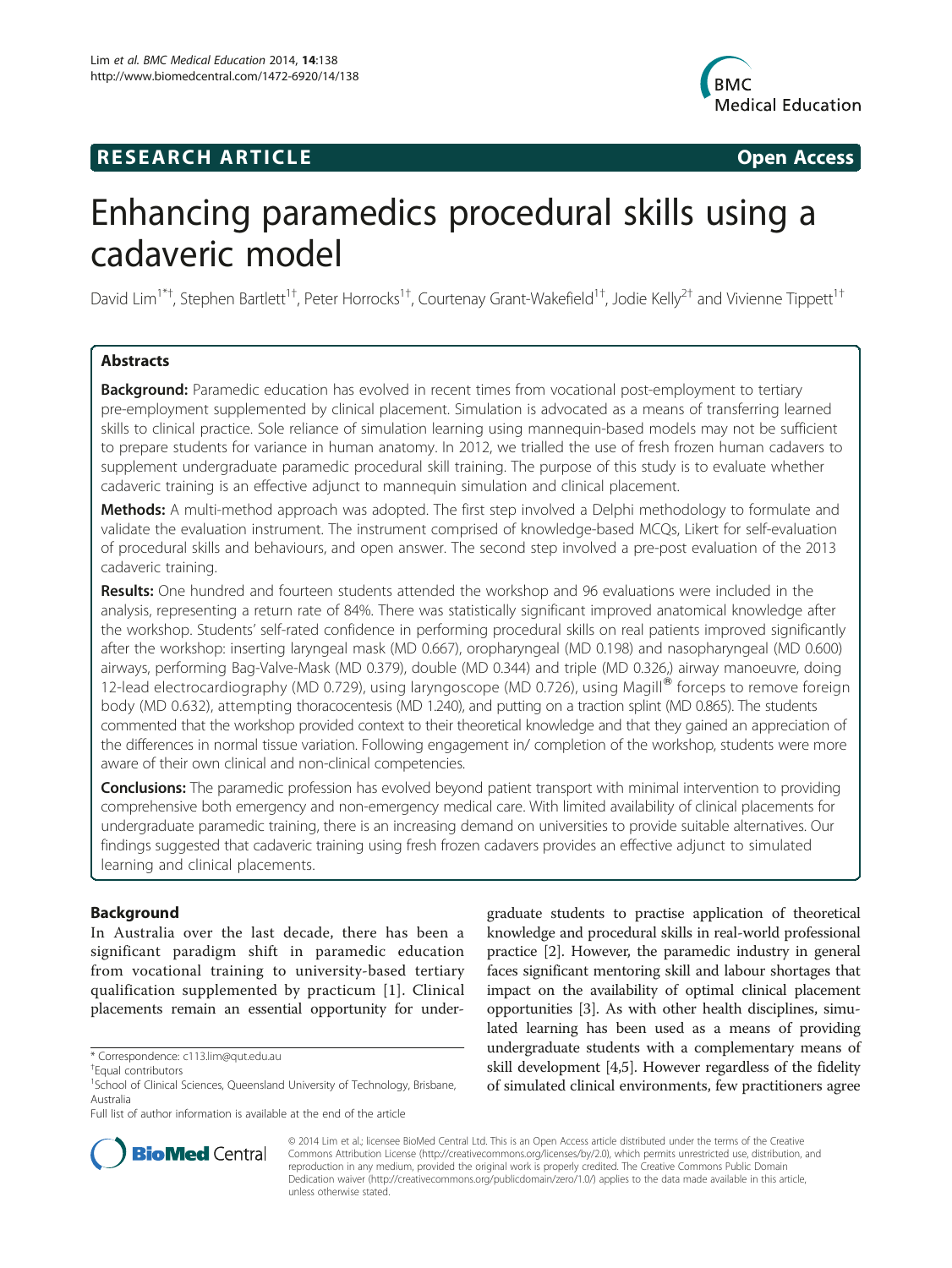**RESEARCH ARTICLE** **Open Access**

# Enhancing paramedics procedural skills using a cadaveric model

David Lim[1*†], Stephen Bartlett[1†], Peter Horrocks[1†], Courtenay Grant-Wakefield[1†], Jodie Kelly[2†] and Vivienne Tippett[1†]

## Abstracts

**Background:** Paramedic education has evolved in recent times from vocational post-employment to tertiary pre-employment supplemented by clinical placement. Simulation is advocated as a means of transferring learned skills to clinical practice. Sole reliance of simulation learning using mannequin-based models may not be sufficient to prepare students for variance in human anatomy. In 2012, we trialled the use of fresh frozen human cadavers to supplement undergraduate paramedic procedural skill training. The purpose of this study is to evaluate whether cadaveric training is an effective adjunct to mannequin simulation and clinical placement.

**Methods:** A multi-method approach was adopted. The first step involved a Delphi methodology to formulate and validate the evaluation instrument. The instrument comprised of knowledge-based MCQs, Likert for self-evaluation of procedural skills and behaviours, and open answer. The second step involved a pre-post evaluation of the 2013 cadaveric training.

**Results:** One hundred and fourteen students attended the workshop and 96 evaluations were included in the analysis, representing a return rate of 84%. There was statistically significant improved anatomical knowledge after the workshop. Students' self-rated confidence in performing procedural skills on real patients improved significantly after the workshop: inserting laryngeal mask (MD 0.667), oropharyngeal (MD 0.198) and nasopharyngeal (MD 0.600) airways, performing Bag-Valve-Mask (MD 0.379), double (MD 0.344) and triple (MD 0.326,) airway manoeuvre, doing 12-lead electrocardiography (MD 0.729), using laryngoscope (MD 0.726), using Magill® forceps to remove foreign body (MD 0.632), attempting thoracocentesis (MD 1.240), and putting on a traction splint (MD 0.865). The students commented that the workshop provided context to their theoretical knowledge and that they gained an appreciation of the differences in normal tissue variation. Following engagement in/ completion of the workshop, students were more aware of their own clinical and non-clinical competencies.

**Conclusions:** The paramedic profession has evolved beyond patient transport with minimal intervention to providing comprehensive both emergency and non-emergency medical care. With limited availability of clinical placements for undergraduate paramedic training, there is an increasing demand on universities to provide suitable alternatives. Our findings suggested that cadaveric training using fresh frozen cadavers provides an effective adjunct to simulated learning and clinical placements.

## Background

In Australia over the last decade, there has been a significant paradigm shift in paramedic education from vocational training to university-based tertiary qualification supplemented by practicum [1]. Clinical placements remain an essential opportunity for undergraduate students to practise application of theoretical knowledge and procedural skills in real-world professional practice [2]. However, the paramedic industry in general faces significant mentoring skill and labour shortages that impact on the availability of optimal clinical placement opportunities [3]. As with other health disciplines, simulated learning has been used as a means of providing undergraduate students with a complementary means of skill development [4,5]. However regardless of the fidelity of simulated clinical environments, few practitioners agree

\* Correspondence: c113.lim@qut.edu.au
†Equal contributors
[1]School of Clinical Sciences, Queensland University of Technology, Brisbane, Australia
Full list of author information is available at the end of the article

© 2014 Lim et al.; licensee BioMed Central Ltd. This is an Open Access article distributed under the terms of the Creative Commons Attribution License (http://creativecommons.org/licenses/by/2.0), which permits unrestricted use, distribution, and reproduction in any medium, provided the original work is properly credited. The Creative Commons Public Domain Dedication waiver (http://creativecommons.org/publicdomain/zero/1.0/) applies to the data made available in this article, unless otherwise stated.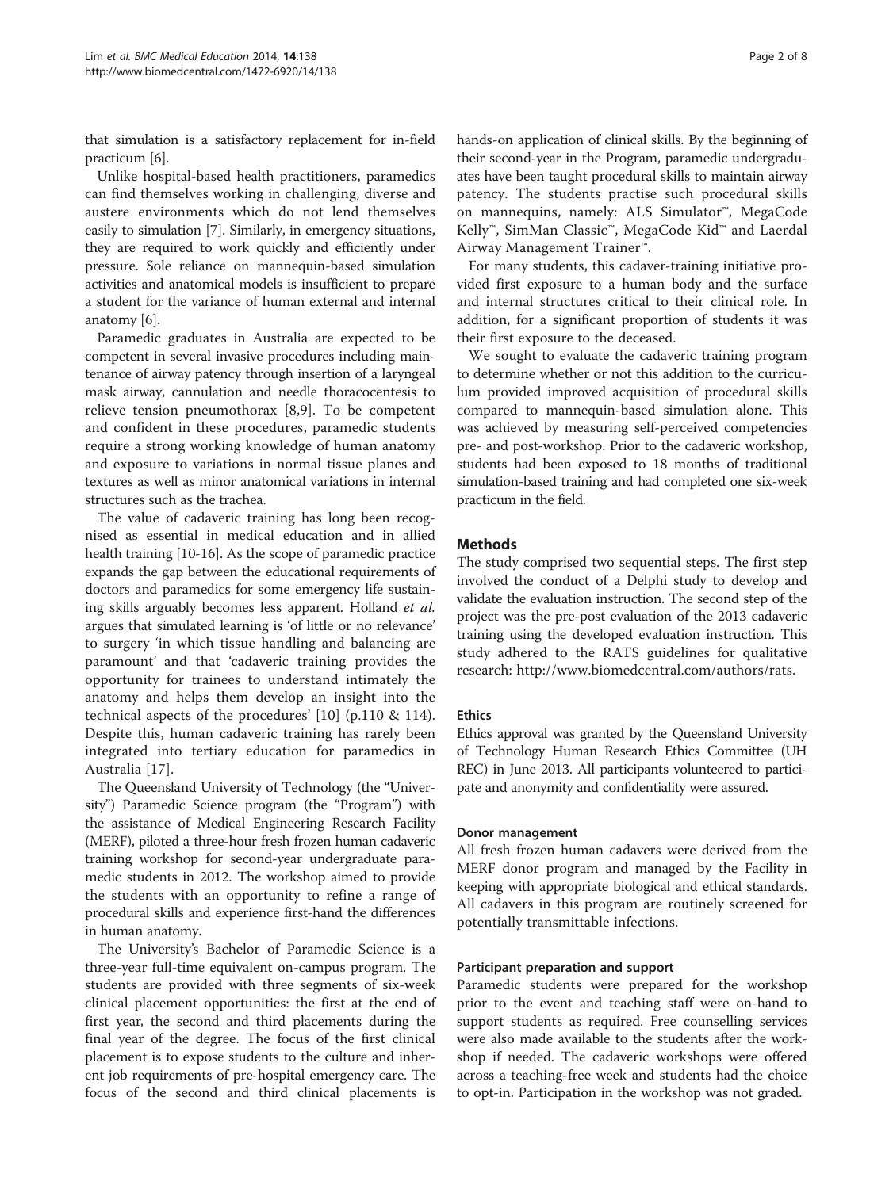that simulation is a satisfactory replacement for in-field practicum [6].

Unlike hospital-based health practitioners, paramedics can find themselves working in challenging, diverse and austere environments which do not lend themselves easily to simulation [7]. Similarly, in emergency situations, they are required to work quickly and efficiently under pressure. Sole reliance on mannequin-based simulation activities and anatomical models is insufficient to prepare a student for the variance of human external and internal anatomy [6].

Paramedic graduates in Australia are expected to be competent in several invasive procedures including maintenance of airway patency through insertion of a laryngeal mask airway, cannulation and needle thoracocentesis to relieve tension pneumothorax [8,9]. To be competent and confident in these procedures, paramedic students require a strong working knowledge of human anatomy and exposure to variations in normal tissue planes and textures as well as minor anatomical variations in internal structures such as the trachea.

The value of cadaveric training has long been recognised as essential in medical education and in allied health training [10-16]. As the scope of paramedic practice expands the gap between the educational requirements of doctors and paramedics for some emergency life sustaining skills arguably becomes less apparent. Holland *et al.* argues that simulated learning is 'of little or no relevance' to surgery 'in which tissue handling and balancing are paramount' and that 'cadaveric training provides the opportunity for trainees to understand intimately the anatomy and helps them develop an insight into the technical aspects of the procedures' [10] (p.110 & 114). Despite this, human cadaveric training has rarely been integrated into tertiary education for paramedics in Australia [17].

The Queensland University of Technology (the "University") Paramedic Science program (the "Program") with the assistance of Medical Engineering Research Facility (MERF), piloted a three-hour fresh frozen human cadaveric training workshop for second-year undergraduate paramedic students in 2012. The workshop aimed to provide the students with an opportunity to refine a range of procedural skills and experience first-hand the differences in human anatomy.

The University's Bachelor of Paramedic Science is a three-year full-time equivalent on-campus program. The students are provided with three segments of six-week clinical placement opportunities: the first at the end of first year, the second and third placements during the final year of the degree. The focus of the first clinical placement is to expose students to the culture and inherent job requirements of pre-hospital emergency care. The focus of the second and third clinical placements is hands-on application of clinical skills. By the beginning of their second-year in the Program, paramedic undergraduates have been taught procedural skills to maintain airway patency. The students practise such procedural skills on mannequins, namely: ALS Simulator™, MegaCode Kelly™, SimMan Classic™, MegaCode Kid™ and Laerdal Airway Management Trainer™.

For many students, this cadaver-training initiative provided first exposure to a human body and the surface and internal structures critical to their clinical role. In addition, for a significant proportion of students it was their first exposure to the deceased.

We sought to evaluate the cadaveric training program to determine whether or not this addition to the curriculum provided improved acquisition of procedural skills compared to mannequin-based simulation alone. This was achieved by measuring self-perceived competencies pre- and post-workshop. Prior to the cadaveric workshop, students had been exposed to 18 months of traditional simulation-based training and had completed one six-week practicum in the field.

## Methods

The study comprised two sequential steps. The first step involved the conduct of a Delphi study to develop and validate the evaluation instruction. The second step of the project was the pre-post evaluation of the 2013 cadaveric training using the developed evaluation instruction. This study adhered to the RATS guidelines for qualitative research: http://www.biomedcentral.com/authors/rats.

### Ethics

Ethics approval was granted by the Queensland University of Technology Human Research Ethics Committee (UH REC) in June 2013. All participants volunteered to participate and anonymity and confidentiality were assured.

### Donor management

All fresh frozen human cadavers were derived from the MERF donor program and managed by the Facility in keeping with appropriate biological and ethical standards. All cadavers in this program are routinely screened for potentially transmittable infections.

### Participant preparation and support

Paramedic students were prepared for the workshop prior to the event and teaching staff were on-hand to support students as required. Free counselling services were also made available to the students after the workshop if needed. The cadaveric workshops were offered across a teaching-free week and students had the choice to opt-in. Participation in the workshop was not graded.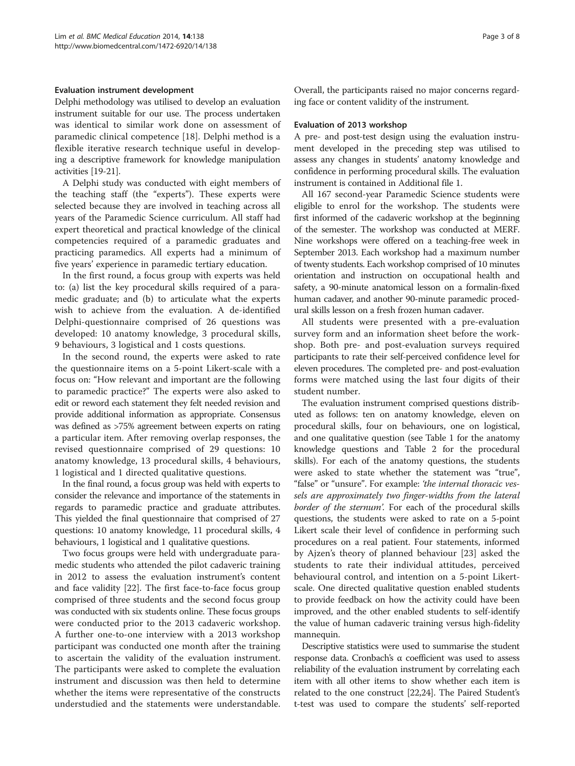### Evaluation instrument development

Delphi methodology was utilised to develop an evaluation instrument suitable for our use. The process undertaken was identical to similar work done on assessment of paramedic clinical competence [18]. Delphi method is a flexible iterative research technique useful in developing a descriptive framework for knowledge manipulation activities [19-21].

A Delphi study was conducted with eight members of the teaching staff (the "experts"). These experts were selected because they are involved in teaching across all years of the Paramedic Science curriculum. All staff had expert theoretical and practical knowledge of the clinical competencies required of a paramedic graduates and practicing paramedics. All experts had a minimum of five years' experience in paramedic tertiary education.

In the first round, a focus group with experts was held to: (a) list the key procedural skills required of a paramedic graduate; and (b) to articulate what the experts wish to achieve from the evaluation. A de-identified Delphi-questionnaire comprised of 26 questions was developed: 10 anatomy knowledge, 3 procedural skills, 9 behaviours, 3 logistical and 1 costs questions.

In the second round, the experts were asked to rate the questionnaire items on a 5-point Likert-scale with a focus on: "How relevant and important are the following to paramedic practice?" The experts were also asked to edit or reword each statement they felt needed revision and provide additional information as appropriate. Consensus was defined as >75% agreement between experts on rating a particular item. After removing overlap responses, the revised questionnaire comprised of 29 questions: 10 anatomy knowledge, 13 procedural skills, 4 behaviours, 1 logistical and 1 directed qualitative questions.

In the final round, a focus group was held with experts to consider the relevance and importance of the statements in regards to paramedic practice and graduate attributes. This yielded the final questionnaire that comprised of 27 questions: 10 anatomy knowledge, 11 procedural skills, 4 behaviours, 1 logistical and 1 qualitative questions.

Two focus groups were held with undergraduate paramedic students who attended the pilot cadaveric training in 2012 to assess the evaluation instrument's content and face validity [22]. The first face-to-face focus group comprised of three students and the second focus group was conducted with six students online. These focus groups were conducted prior to the 2013 cadaveric workshop. A further one-to-one interview with a 2013 workshop participant was conducted one month after the training to ascertain the validity of the evaluation instrument. The participants were asked to complete the evaluation instrument and discussion was then held to determine whether the items were representative of the constructs understudied and the statements were understandable. Overall, the participants raised no major concerns regarding face or content validity of the instrument.

### Evaluation of 2013 workshop

A pre- and post-test design using the evaluation instrument developed in the preceding step was utilised to assess any changes in students' anatomy knowledge and confidence in performing procedural skills. The evaluation instrument is contained in Additional file 1.

All 167 second-year Paramedic Science students were eligible to enrol for the workshop. The students were first informed of the cadaveric workshop at the beginning of the semester. The workshop was conducted at MERF. Nine workshops were offered on a teaching-free week in September 2013. Each workshop had a maximum number of twenty students. Each workshop comprised of 10 minutes orientation and instruction on occupational health and safety, a 90-minute anatomical lesson on a formalin-fixed human cadaver, and another 90-minute paramedic procedural skills lesson on a fresh frozen human cadaver.

All students were presented with a pre-evaluation survey form and an information sheet before the workshop. Both pre- and post-evaluation surveys required participants to rate their self-perceived confidence level for eleven procedures. The completed pre- and post-evaluation forms were matched using the last four digits of their student number.

The evaluation instrument comprised questions distributed as follows: ten on anatomy knowledge, eleven on procedural skills, four on behaviours, one on logistical, and one qualitative question (see Table 1 for the anatomy knowledge questions and Table 2 for the procedural skills). For each of the anatomy questions, the students were asked to state whether the statement was "true", "false" or "unsure". For example: *'the internal thoracic vessels are approximately two finger-widths from the lateral border of the sternum'*. For each of the procedural skills questions, the students were asked to rate on a 5-point Likert scale their level of confidence in performing such procedures on a real patient. Four statements, informed by Ajzen's theory of planned behaviour [23] asked the students to rate their individual attitudes, perceived behavioural control, and intention on a 5-point Likert-scale. One directed qualitative question enabled students to provide feedback on how the activity could have been improved, and the other enabled students to self-identify the value of human cadaveric training versus high-fidelity mannequin.

Descriptive statistics were used to summarise the student response data. Cronbach's α coefficient was used to assess reliability of the evaluation instrument by correlating each item with all other items to show whether each item is related to the one construct [22,24]. The Paired Student's t-test was used to compare the students' self-reported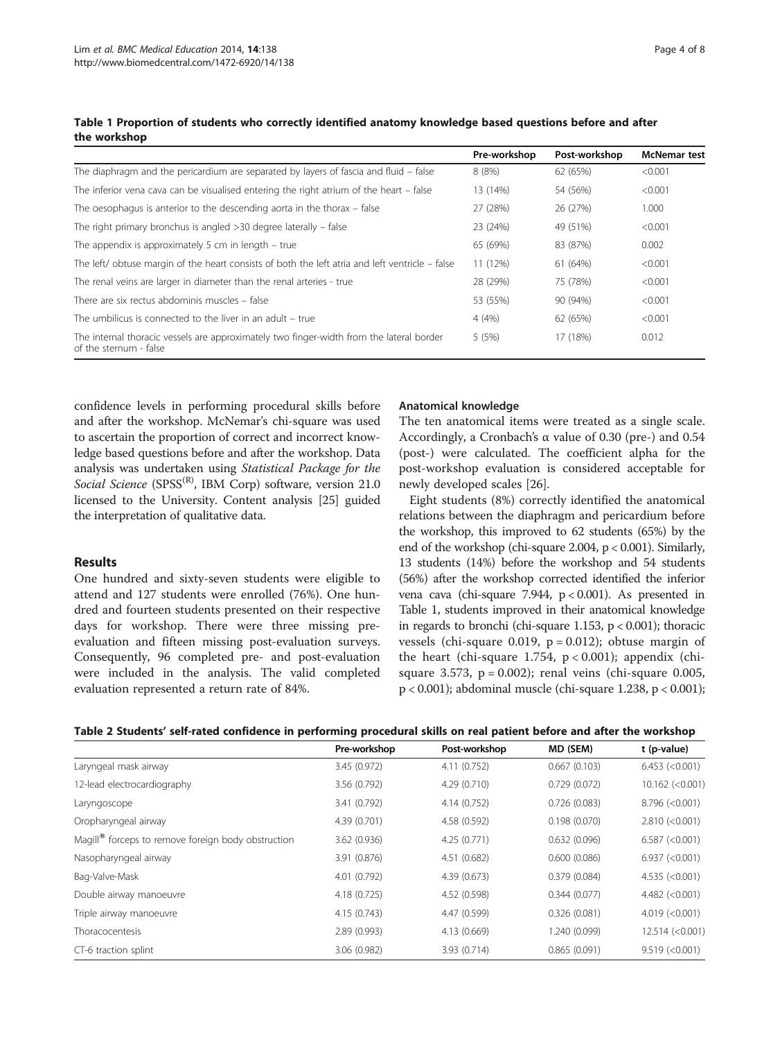**Table 1 Proportion of students who correctly identified anatomy knowledge based questions before and after the workshop**

| | Pre-workshop | Post-workshop | McNemar test |
|---|---|---|---|
| The diaphragm and the pericardium are separated by layers of fascia and fluid – false | 8 (8%) | 62 (65%) | <0.001 |
| The inferior vena cava can be visualised entering the right atrium of the heart – false | 13 (14%) | 54 (56%) | <0.001 |
| The oesophagus is anterior to the descending aorta in the thorax – false | 27 (28%) | 26 (27%) | 1.000 |
| The right primary bronchus is angled >30 degree laterally – false | 23 (24%) | 49 (51%) | <0.001 |
| The appendix is approximately 5 cm in length – true | 65 (69%) | 83 (87%) | 0.002 |
| The left/ obtuse margin of the heart consists of both the left atria and left ventricle – false | 11 (12%) | 61 (64%) | <0.001 |
| The renal veins are larger in diameter than the renal arteries - true | 28 (29%) | 75 (78%) | <0.001 |
| There are six rectus abdominis muscles – false | 53 (55%) | 90 (94%) | <0.001 |
| The umbilicus is connected to the liver in an adult – true | 4 (4%) | 62 (65%) | <0.001 |
| The internal thoracic vessels are approximately two finger-width from the lateral border of the sternum - false | 5 (5%) | 17 (18%) | 0.012 |

confidence levels in performing procedural skills before and after the workshop. McNemar's chi-square was used to ascertain the proportion of correct and incorrect knowledge based questions before and after the workshop. Data analysis was undertaken using *Statistical Package for the Social Science* (SPSS[(R)], IBM Corp) software, version 21.0 licensed to the University. Content analysis [25] guided the interpretation of qualitative data.

## Results

One hundred and sixty-seven students were eligible to attend and 127 students were enrolled (76%). One hundred and fourteen students presented on their respective days for workshop. There were three missing pre-evaluation and fifteen missing post-evaluation surveys. Consequently, 96 completed pre- and post-evaluation were included in the analysis. The valid completed evaluation represented a return rate of 84%.

### Anatomical knowledge

The ten anatomical items were treated as a single scale. Accordingly, a Cronbach's α value of 0.30 (pre-) and 0.54 (post-) were calculated. The coefficient alpha for the post-workshop evaluation is considered acceptable for newly developed scales [26].

Eight students (8%) correctly identified the anatomical relations between the diaphragm and pericardium before the workshop, this improved to 62 students (65%) by the end of the workshop (chi-square 2.004, $p < 0.001$). Similarly, 13 students (14%) before the workshop and 54 students (56%) after the workshop corrected identified the inferior vena cava (chi-square 7.944, $p < 0.001$). As presented in Table 1, students improved in their anatomical knowledge in regards to bronchi (chi-square 1.153, $p < 0.001$); thoracic vessels (chi-square 0.019, $p = 0.012$); obtuse margin of the heart (chi-square 1.754, $p < 0.001$); appendix (chi-square 3.573, $p = 0.002$); renal veins (chi-square 0.005, $p < 0.001$); abdominal muscle (chi-square 1.238, $p < 0.001$);

**Table 2 Students' self-rated confidence in performing procedural skills on real patient before and after the workshop**

| | Pre-workshop | Post-workshop | MD (SEM) | t (p-value) |
|---|---|---|---|---|
| Laryngeal mask airway | 3.45 (0.972) | 4.11 (0.752) | 0.667 (0.103) | 6.453 (<0.001) |
| 12-lead electrocardiography | 3.56 (0.792) | 4.29 (0.710) | 0.729 (0.072) | 10.162 (<0.001) |
| Laryngoscope | 3.41 (0.792) | 4.14 (0.752) | 0.726 (0.083) | 8.796 (<0.001) |
| Oropharyngeal airway | 4.39 (0.701) | 4.58 (0.592) | 0.198 (0.070) | 2.810 (<0.001) |
| Magill® forceps to remove foreign body obstruction | 3.62 (0.936) | 4.25 (0.771) | 0.632 (0.096) | 6.587 (<0.001) |
| Nasopharyngeal airway | 3.91 (0.876) | 4.51 (0.682) | 0.600 (0.086) | 6.937 (<0.001) |
| Bag-Valve-Mask | 4.01 (0.792) | 4.39 (0.673) | 0.379 (0.084) | 4.535 (<0.001) |
| Double airway manoeuvre | 4.18 (0.725) | 4.52 (0.598) | 0.344 (0.077) | 4.482 (<0.001) |
| Triple airway manoeuvre | 4.15 (0.743) | 4.47 (0.599) | 0.326 (0.081) | 4.019 (<0.001) |
| Thoracocentesis | 2.89 (0.993) | 4.13 (0.669) | 1.240 (0.099) | 12.514 (<0.001) |
| CT-6 traction splint | 3.06 (0.982) | 3.93 (0.714) | 0.865 (0.091) | 9.519 (<0.001) |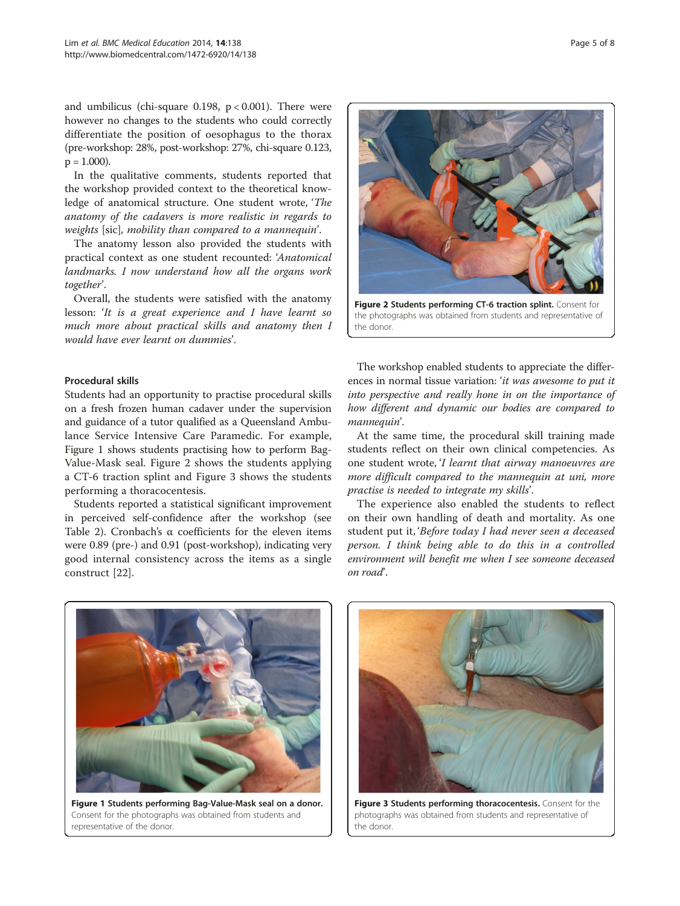and umbilicus (chi-square 0.198, $p < 0.001$). There were however no changes to the students who could correctly differentiate the position of oesophagus to the thorax (pre-workshop: 28%, post-workshop: 27%, chi-square 0.123, $p = 1.000$).

In the qualitative comments, students reported that the workshop provided context to the theoretical knowledge of anatomical structure. One student wrote, '*The anatomy of the cadavers is more realistic in regards to weights* [sic], *mobility than compared to a mannequin*'.

The anatomy lesson also provided the students with practical context as one student recounted: '*Anatomical landmarks. I now understand how all the organs work together*'.

Overall, the students were satisfied with the anatomy lesson: '*It is a great experience and I have learnt so much more about practical skills and anatomy then I would have ever learnt on dummies*'.

### Procedural skills

Students had an opportunity to practise procedural skills on a fresh frozen human cadaver under the supervision and guidance of a tutor qualified as a Queensland Ambulance Service Intensive Care Paramedic. For example, Figure 1 shows students practising how to perform Bag-Value-Mask seal. Figure 2 shows the students applying a CT-6 traction splint and Figure 3 shows the students performing a thoracocentesis.

Students reported a statistical significant improvement in perceived self-confidence after the workshop (see Table 2). Cronbach's α coefficients for the eleven items were 0.89 (pre-) and 0.91 (post-workshop), indicating very good internal consistency across the items as a single construct [22].

**Figure 2 Students performing CT-6 traction splint.** Consent for the photographs was obtained from students and representative of the donor.

The workshop enabled students to appreciate the differences in normal tissue variation: '*it was awesome to put it into perspective and really hone in on the importance of how different and dynamic our bodies are compared to mannequin*'.

At the same time, the procedural skill training made students reflect on their own clinical competencies. As one student wrote, '*I learnt that airway manoeuvres are more difficult compared to the mannequin at uni, more practise is needed to integrate my skills*'.

The experience also enabled the students to reflect on their own handling of death and mortality. As one student put it, '*Before today I had never seen a deceased person. I think being able to do this in a controlled environment will benefit me when I see someone deceased on road*'.

**Figure 1 Students performing Bag-Value-Mask seal on a donor.** Consent for the photographs was obtained from students and representative of the donor.

**Figure 3 Students performing thoracocentesis.** Consent for the photographs was obtained from students and representative of the donor.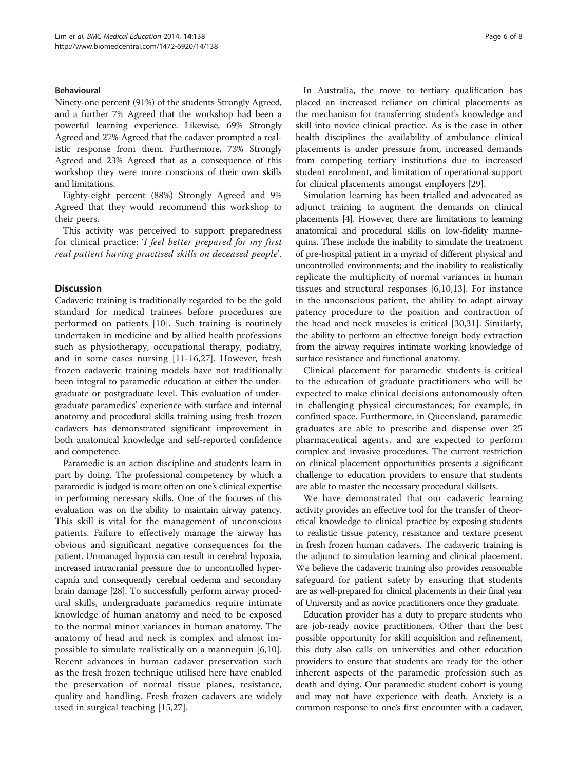### Behavioural

Ninety-one percent (91%) of the students Strongly Agreed, and a further 7% Agreed that the workshop had been a powerful learning experience. Likewise, 69% Strongly Agreed and 27% Agreed that the cadaver prompted a realistic response from them. Furthermore, 73% Strongly Agreed and 23% Agreed that as a consequence of this workshop they were more conscious of their own skills and limitations.

Eighty-eight percent (88%) Strongly Agreed and 9% Agreed that they would recommend this workshop to their peers.

This activity was perceived to support preparedness for clinical practice: '*I feel better prepared for my first real patient having practised skills on deceased people*'.

## Discussion

Cadaveric training is traditionally regarded to be the gold standard for medical trainees before procedures are performed on patients [10]. Such training is routinely undertaken in medicine and by allied health professions such as physiotherapy, occupational therapy, podiatry, and in some cases nursing [11-16,27]. However, fresh frozen cadaveric training models have not traditionally been integral to paramedic education at either the undergraduate or postgraduate level. This evaluation of undergraduate paramedics' experience with surface and internal anatomy and procedural skills training using fresh frozen cadavers has demonstrated significant improvement in both anatomical knowledge and self-reported confidence and competence.

Paramedic is an action discipline and students learn in part by doing. The professional competency by which a paramedic is judged is more often on one's clinical expertise in performing necessary skills. One of the focuses of this evaluation was on the ability to maintain airway patency. This skill is vital for the management of unconscious patients. Failure to effectively manage the airway has obvious and significant negative consequences for the patient. Unmanaged hypoxia can result in cerebral hypoxia, increased intracranial pressure due to uncontrolled hypercapnia and consequently cerebral oedema and secondary brain damage [28]. To successfully perform airway procedural skills, undergraduate paramedics require intimate knowledge of human anatomy and need to be exposed to the normal minor variances in human anatomy. The anatomy of head and neck is complex and almost impossible to simulate realistically on a mannequin [6,10]. Recent advances in human cadaver preservation such as the fresh frozen technique utilised here have enabled the preservation of normal tissue planes, resistance, quality and handling. Fresh frozen cadavers are widely used in surgical teaching [15,27].

In Australia, the move to tertiary qualification has placed an increased reliance on clinical placements as the mechanism for transferring student's knowledge and skill into novice clinical practice. As is the case in other health disciplines the availability of ambulance clinical placements is under pressure from, increased demands from competing tertiary institutions due to increased student enrolment, and limitation of operational support for clinical placements amongst employers [29].

Simulation learning has been trialled and advocated as adjunct training to augment the demands on clinical placements [4]. However, there are limitations to learning anatomical and procedural skills on low-fidelity mannequins. These include the inability to simulate the treatment of pre-hospital patient in a myriad of different physical and uncontrolled environments; and the inability to realistically replicate the multiplicity of normal variances in human tissues and structural responses [6,10,13]. For instance in the unconscious patient, the ability to adapt airway patency procedure to the position and contraction of the head and neck muscles is critical [30,31]. Similarly, the ability to perform an effective foreign body extraction from the airway requires intimate working knowledge of surface resistance and functional anatomy.

Clinical placement for paramedic students is critical to the education of graduate practitioners who will be expected to make clinical decisions autonomously often in challenging physical circumstances; for example, in confined space. Furthermore, in Queensland, paramedic graduates are able to prescribe and dispense over 25 pharmaceutical agents, and are expected to perform complex and invasive procedures. The current restriction on clinical placement opportunities presents a significant challenge to education providers to ensure that students are able to master the necessary procedural skillsets.

We have demonstrated that our cadaveric learning activity provides an effective tool for the transfer of theoretical knowledge to clinical practice by exposing students to realistic tissue patency, resistance and texture present in fresh frozen human cadavers. The cadaveric training is the adjunct to simulation learning and clinical placement. We believe the cadaveric training also provides reasonable safeguard for patient safety by ensuring that students are as well-prepared for clinical placements in their final year of University and as novice practitioners once they graduate.

Education provider has a duty to prepare students who are job-ready novice practitioners. Other than the best possible opportunity for skill acquisition and refinement, this duty also calls on universities and other education providers to ensure that students are ready for the other inherent aspects of the paramedic profession such as death and dying. Our paramedic student cohort is young and may not have experience with death. Anxiety is a common response to one's first encounter with a cadaver,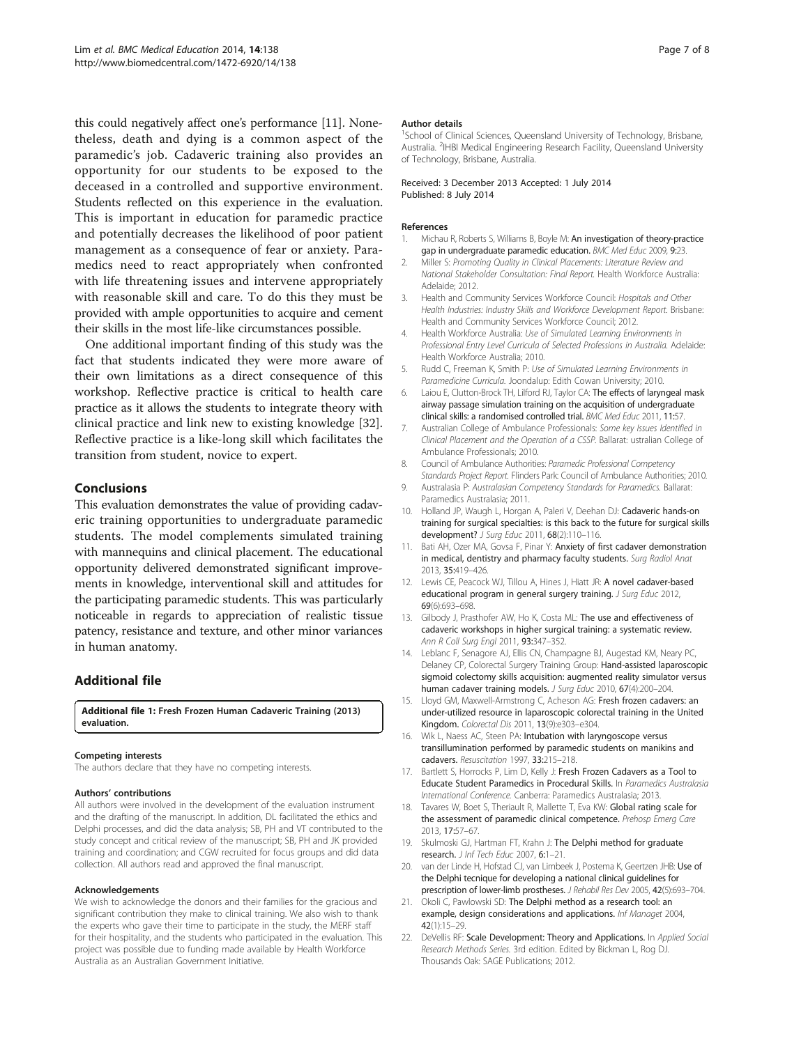this could negatively affect one's performance [11]. Nonetheless, death and dying is a common aspect of the paramedic's job. Cadaveric training also provides an opportunity for our students to be exposed to the deceased in a controlled and supportive environment. Students reflected on this experience in the evaluation. This is important in education for paramedic practice and potentially decreases the likelihood of poor patient management as a consequence of fear or anxiety. Paramedics need to react appropriately when confronted with life threatening issues and intervene appropriately with reasonable skill and care. To do this they must be provided with ample opportunities to acquire and cement their skills in the most life-like circumstances possible.

One additional important finding of this study was the fact that students indicated they were more aware of their own limitations as a direct consequence of this workshop. Reflective practice is critical to health care practice as it allows the students to integrate theory with clinical practice and link new to existing knowledge [32]. Reflective practice is a like-long skill which facilitates the transition from student, novice to expert.

## Conclusions

This evaluation demonstrates the value of providing cadaveric training opportunities to undergraduate paramedic students. The model complements simulated training with mannequins and clinical placement. The educational opportunity delivered demonstrated significant improvements in knowledge, interventional skill and attitudes for the participating paramedic students. This was particularly noticeable in regards to appreciation of realistic tissue patency, resistance and texture, and other minor variances in human anatomy.

## Additional file

**Additional file 1: Fresh Frozen Human Cadaveric Training (2013) evaluation.**

#### Competing interests

The authors declare that they have no competing interests.

#### Authors' contributions

All authors were involved in the development of the evaluation instrument and the drafting of the manuscript. In addition, DL facilitated the ethics and Delphi processes, and did the data analysis; SB, PH and VT contributed to the study concept and critical review of the manuscript; SB, PH and JK provided training and coordination; and CGW recruited for focus groups and did data collection. All authors read and approved the final manuscript.

#### Acknowledgements

We wish to acknowledge the donors and their families for the gracious and significant contribution they make to clinical training. We also wish to thank the experts who gave their time to participate in the study, the MERF staff for their hospitality, and the students who participated in the evaluation. This project was possible due to funding made available by Health Workforce Australia as an Australian Government Initiative.

#### Author details

[1]School of Clinical Sciences, Queensland University of Technology, Brisbane, Australia. [2]IHBI Medical Engineering Research Facility, Queensland University of Technology, Brisbane, Australia.

Received: 3 December 2013 Accepted: 1 July 2014
Published: 8 July 2014

#### References

1. Michau R, Roberts S, Williams B, Boyle M: **An investigation of theory-practice gap in undergraduate paramedic education.** *BMC Med Educ* 2009, **9:**23.
2. Miller S: *Promoting Quality in Clinical Placements: Literature Review and National Stakeholder Consultation: Final Report.* Health Workforce Australia: Adelaide; 2012.
3. Health and Community Services Workforce Council: *Hospitals and Other Health Industries: Industry Skills and Workforce Development Report.* Brisbane: Health and Community Services Workforce Council; 2012.
4. Health Workforce Australia: *Use of Simulated Learning Environments in Professional Entry Level Curricula of Selected Professions in Australia.* Adelaide: Health Workforce Australia; 2010.
5. Rudd C, Freeman K, Smith P: *Use of Simulated Learning Environments in Paramedicine Curricula.* Joondalup: Edith Cowan University; 2010.
6. Laiou E, Clutton-Brock TH, Lilford RJ, Taylor CA: **The effects of laryngeal mask airway passage simulation training on the acquisition of undergraduate clinical skills: a randomised controlled trial.** *BMC Med Educ* 2011, **11:**57.
7. Australian College of Ambulance Professionals: *Some key Issues Identified in Clinical Placement and the Operation of a CSSP.* Ballarat: ustralian College of Ambulance Professionals; 2010.
8. Council of Ambulance Authorities: *Paramedic Professional Competency Standards Project Report.* Flinders Park: Council of Ambulance Authorities; 2010.
9. Australasia P: *Australasian Competency Standards for Paramedics.* Ballarat: Paramedics Australasia; 2011.
10. Holland JP, Waugh L, Horgan A, Paleri V, Deehan DJ: **Cadaveric hands-on training for surgical specialties: is this back to the future for surgical skills development?** *J Surg Educ* 2011, **68**(2):110–116.
11. Bati AH, Ozer MA, Govsa F, Pinar Y: **Anxiety of first cadaver demonstration in medical, dentistry and pharmacy faculty students.** *Surg Radiol Anat* 2013, **35:**419–426.
12. Lewis CE, Peacock WJ, Tillou A, Hines J, Hiatt JR: **A novel cadaver-based educational program in general surgery training.** *J Surg Educ* 2012, **69**(6):693–698.
13. Gilbody J, Prasthofer AW, Ho K, Costa ML: **The use and effectiveness of cadaveric workshops in higher surgical training: a systematic review.** *Ann R Coll Surg Engl* 2011, **93:**347–352.
14. Leblanc F, Senagore AJ, Ellis CN, Champagne BJ, Augestad KM, Neary PC, Delaney CP, Colorectal Surgery Training Group: **Hand-assisted laparoscopic sigmoid colectomy skills acquisition: augmented reality simulator versus human cadaver training models.** *J Surg Educ* 2010, **67**(4):200–204.
15. Lloyd GM, Maxwell-Armstrong C, Acheson AG: **Fresh frozen cadavers: an under-utilized resource in laparoscopic colorectal training in the United Kingdom.** *Colorectal Dis* 2011, **13**(9):e303–e304.
16. Wik L, Naess AC, Steen PA: **Intubation with laryngoscope versus transillumination performed by paramedic students on manikins and cadavers.** *Resuscitation* 1997, **33:**215–218.
17. Bartlett S, Horrocks P, Lim D, Kelly J: **Fresh Frozen Cadavers as a Tool to Educate Student Paramedics in Procedural Skills.** In *Paramedics Australasia International Conference.* Canberra: Paramedics Australasia; 2013.
18. Tavares W, Boet S, Theriault R, Mallette T, Eva KW: **Global rating scale for the assessment of paramedic clinical competence.** *Prehosp Emerg Care* 2013, **17:**57–67.
19. Skulmoski GJ, Hartman FT, Krahn J: **The Delphi method for graduate research.** *J Inf Tech Educ* 2007, **6:**1–21.
20. van der Linde H, Hofstad CJ, van Limbeek J, Postema K, Geertzen JHB: **Use of the Delphi tecnique for developing a national clinical guidelines for prescription of lower-limb prostheses.** *J Rehabil Res Dev* 2005, **42**(5):693–704.
21. Okoli C, Pawlowski SD: **The Delphi method as a research tool: an example, design considerations and applications.** *Inf Managet* 2004, **42**(1):15–29.
22. DeVellis RF: **Scale Development: Theory and Applications.** In *Applied Social Research Methods Series.* 3rd edition. Edited by Bickman L, Rog DJ. Thousands Oak: SAGE Publications; 2012.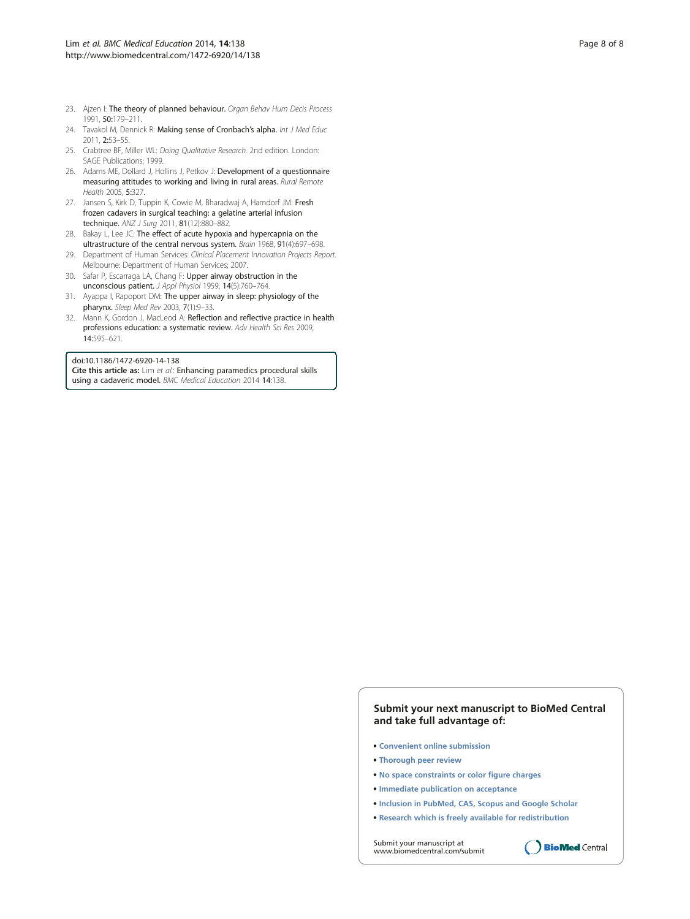23. Ajzen I: **The theory of planned behaviour.** *Organ Behav Hum Decis Process* 1991, **50:**179–211.
24. Tavakol M, Dennick R: **Making sense of Cronbach's alpha.** *Int J Med Educ* 2011, **2:**53–55.
25. Crabtree BF, Miller WL: *Doing Qualitative Research.* 2nd edition. London: SAGE Publications; 1999.
26. Adams ME, Dollard J, Hollins J, Petkov J: **Development of a questionnaire measuring attitudes to working and living in rural areas.** *Rural Remote Health* 2005, **5:**327.
27. Jansen S, Kirk D, Tuppin K, Cowie M, Bharadwaj A, Hamdorf JM: **Fresh frozen cadavers in surgical teaching: a gelatine arterial infusion technique.** *ANZ J Surg* 2011, **81**(12):880–882.
28. Bakay L, Lee JC: **The effect of acute hypoxia and hypercapnia on the ultrastructure of the central nervous system.** *Brain* 1968, **91**(4):697–698.
29. Department of Human Services: *Clinical Placement Innovation Projects Report.* Melbourne: Department of Human Services; 2007.
30. Safar P, Escarraga LA, Chang F: **Upper airway obstruction in the unconscious patient.** *J Appl Physiol* 1959, **14**(5):760–764.
31. Ayappa I, Rapoport DM: **The upper airway in sleep: physiology of the pharynx.** *Sleep Med Rev* 2003, **7**(1):9–33.
32. Mann K, Gordon J, MacLeod A: **Reflection and reflective practice in health professions education: a systematic review.** *Adv Health Sci Res* 2009, **14:**595–621.

doi:10.1186/1472-6920-14-138
**Cite this article as:** Lim *et al.*: Enhancing paramedics procedural skills using a cadaveric model. *BMC Medical Education* 2014 **14**:138.

**Submit your next manuscript to BioMed Central and take full advantage of:**

- **Convenient online submission**
- **Thorough peer review**
- **No space constraints or color figure charges**
- **Immediate publication on acceptance**
- **Inclusion in PubMed, CAS, Scopus and Google Scholar**
- **Research which is freely available for redistribution**

Submit your manuscript at
www.biomedcentral.com/submit

BioMed Central